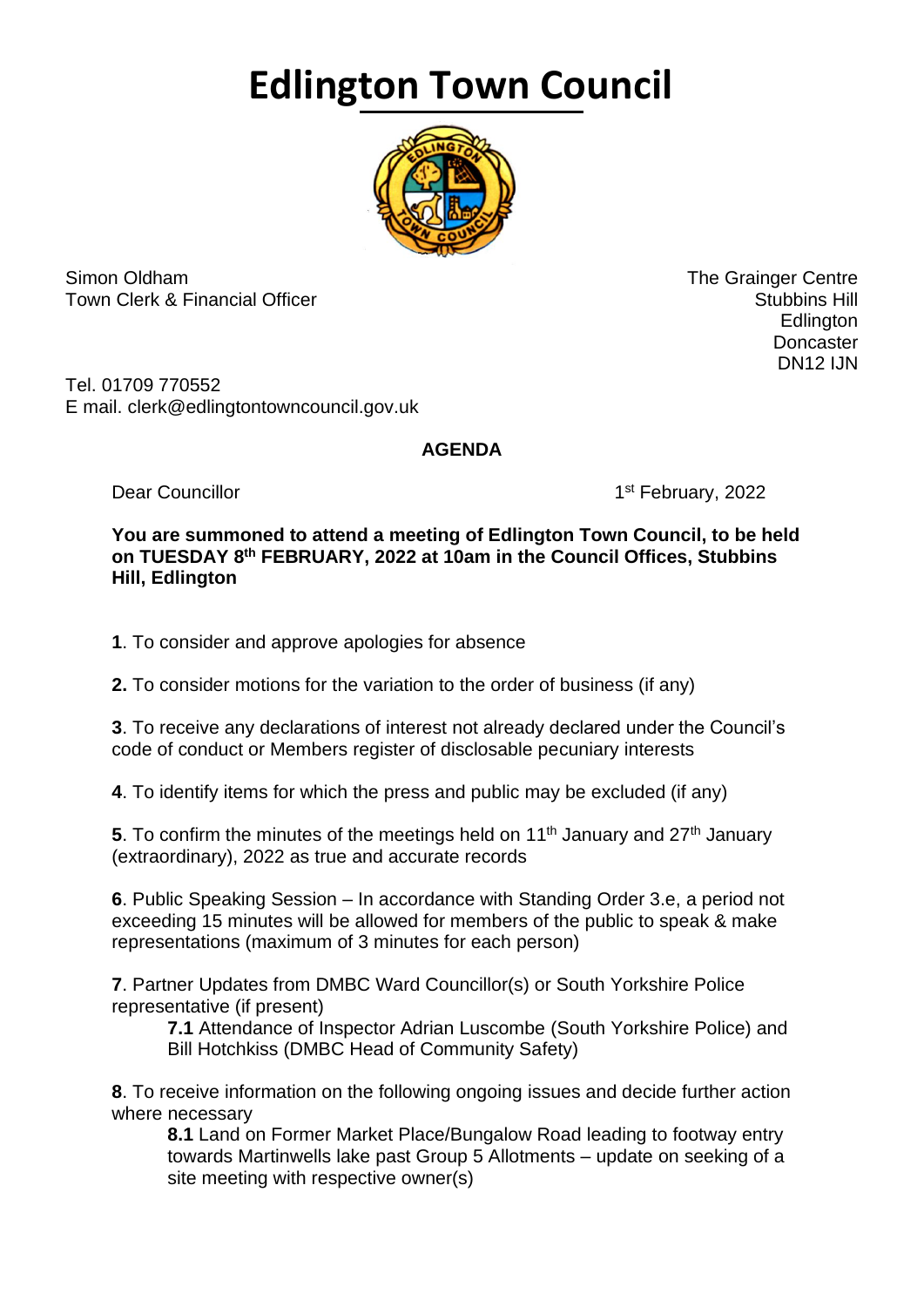# Edlington Town Council

Simon Oldham
Town Clerk & Financial Officer

The Grainger Centre
Stubbins Hill
Edlington
Doncaster
DN12 IJN

Tel. 01709 770552
E mail. clerk@edlingtontowncouncil.gov.uk

**AGENDA**

Dear Councillor

1st February, 2022

**You are summoned to attend a meeting of Edlington Town Council, to be held on TUESDAY 8th FEBRUARY, 2022 at 10am in the Council Offices, Stubbins Hill, Edlington**

**1**. To consider and approve apologies for absence

**2.** To consider motions for the variation to the order of business (if any)

**3**. To receive any declarations of interest not already declared under the Council's code of conduct or Members register of disclosable pecuniary interests

**4**. To identify items for which the press and public may be excluded (if any)

**5**. To confirm the minutes of the meetings held on 11th January and 27th January (extraordinary), 2022 as true and accurate records

**6**. Public Speaking Session – In accordance with Standing Order 3.e, a period not exceeding 15 minutes will be allowed for members of the public to speak & make representations (maximum of 3 minutes for each person)

**7**. Partner Updates from DMBC Ward Councillor(s) or South Yorkshire Police representative (if present)

> **7.1** Attendance of Inspector Adrian Luscombe (South Yorkshire Police) and Bill Hotchkiss (DMBC Head of Community Safety)

**8**. To receive information on the following ongoing issues and decide further action where necessary

> **8.1** Land on Former Market Place/Bungalow Road leading to footway entry towards Martinwells lake past Group 5 Allotments – update on seeking of a site meeting with respective owner(s)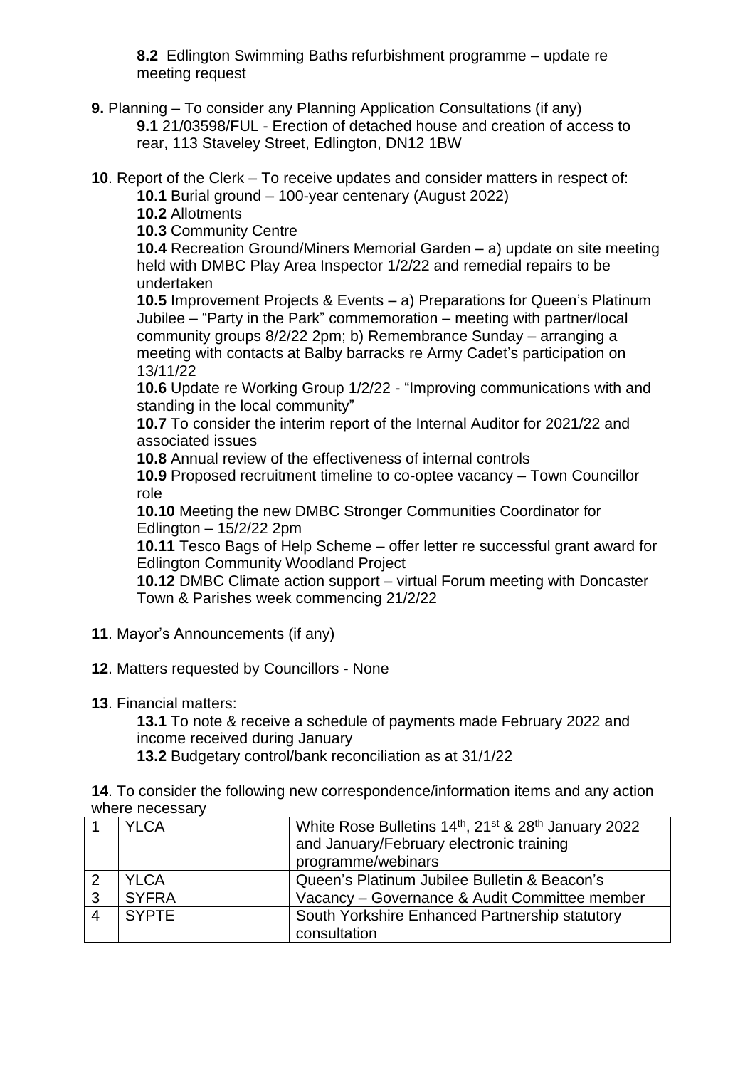**8.2** Edlington Swimming Baths refurbishment programme – update re meeting request

**9.** Planning – To consider any Planning Application Consultations (if any)

**9.1** 21/03598/FUL - Erection of detached house and creation of access to rear, 113 Staveley Street, Edlington, DN12 1BW

**10**. Report of the Clerk – To receive updates and consider matters in respect of:

**10.1** Burial ground – 100-year centenary (August 2022)

**10.2** Allotments

**10.3** Community Centre

**10.4** Recreation Ground/Miners Memorial Garden – a) update on site meeting held with DMBC Play Area Inspector 1/2/22 and remedial repairs to be undertaken

**10.5** Improvement Projects & Events – a) Preparations for Queen's Platinum Jubilee – "Party in the Park" commemoration – meeting with partner/local community groups 8/2/22 2pm; b) Remembrance Sunday – arranging a meeting with contacts at Balby barracks re Army Cadet's participation on 13/11/22

**10.6** Update re Working Group 1/2/22 - "Improving communications with and standing in the local community"

**10.7** To consider the interim report of the Internal Auditor for 2021/22 and associated issues

**10.8** Annual review of the effectiveness of internal controls

**10.9** Proposed recruitment timeline to co-optee vacancy – Town Councillor role

**10.10** Meeting the new DMBC Stronger Communities Coordinator for Edlington – 15/2/22 2pm

**10.11** Tesco Bags of Help Scheme – offer letter re successful grant award for Edlington Community Woodland Project

**10.12** DMBC Climate action support – virtual Forum meeting with Doncaster Town & Parishes week commencing 21/2/22

**11**. Mayor's Announcements (if any)

**12**. Matters requested by Councillors - None

**13**. Financial matters:

**13.1** To note & receive a schedule of payments made February 2022 and income received during January

**13.2** Budgetary control/bank reconciliation as at 31/1/22

**14**. To consider the following new correspondence/information items and any action where necessary

| | | |
|---|---|---|
| 1 | YLCA | White Rose Bulletins 14th, 21st & 28th January 2022 and January/February electronic training programme/webinars |
| 2 | YLCA | Queen's Platinum Jubilee Bulletin & Beacon's |
| 3 | SYFRA | Vacancy – Governance & Audit Committee member |
| 4 | SYPTE | South Yorkshire Enhanced Partnership statutory consultation |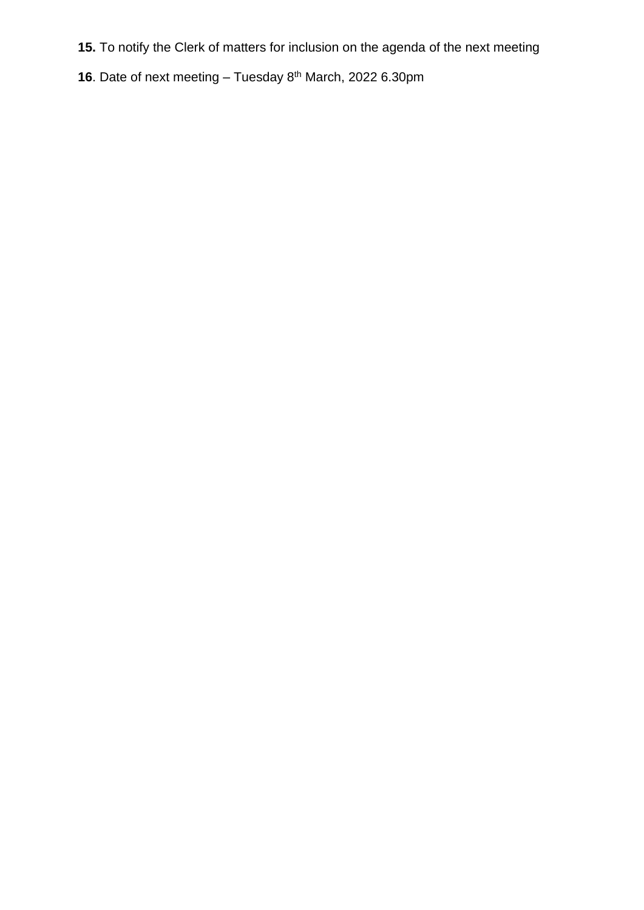**15.** To notify the Clerk of matters for inclusion on the agenda of the next meeting

**16**. Date of next meeting – Tuesday 8th March, 2022 6.30pm